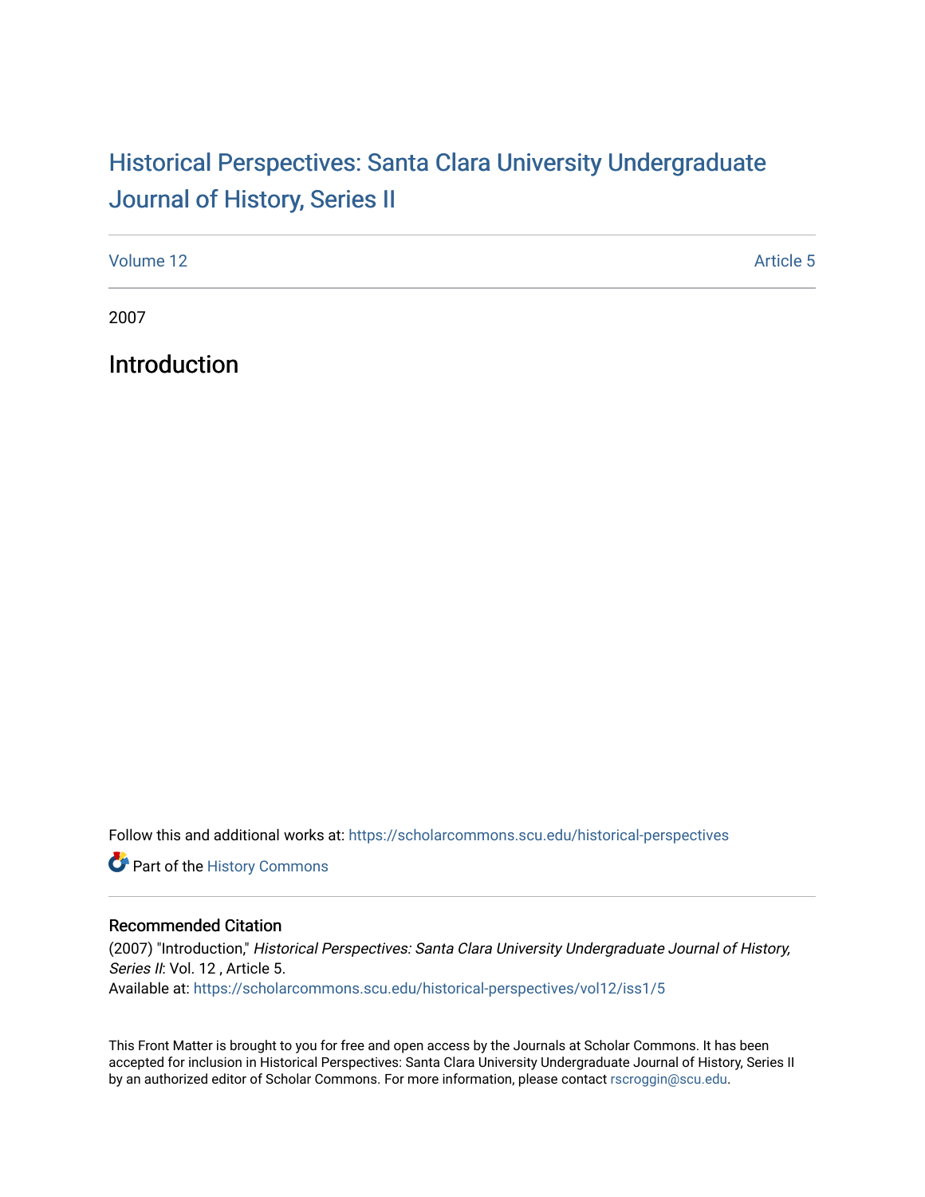# Historical Perspectives: Santa Clara University Undergraduate Journal of History, Series II

Volume 12 | Article 5

2007

## Introduction

Follow this and additional works at: https://scholarcommons.scu.edu/historical-perspectives

Part of the History Commons

### Recommended Citation

(2007) "Introduction," *Historical Perspectives: Santa Clara University Undergraduate Journal of History, Series II*: Vol. 12 , Article 5.
Available at: https://scholarcommons.scu.edu/historical-perspectives/vol12/iss1/5

This Front Matter is brought to you for free and open access by the Journals at Scholar Commons. It has been accepted for inclusion in Historical Perspectives: Santa Clara University Undergraduate Journal of History, Series II by an authorized editor of Scholar Commons. For more information, please contact rscroggin@scu.edu.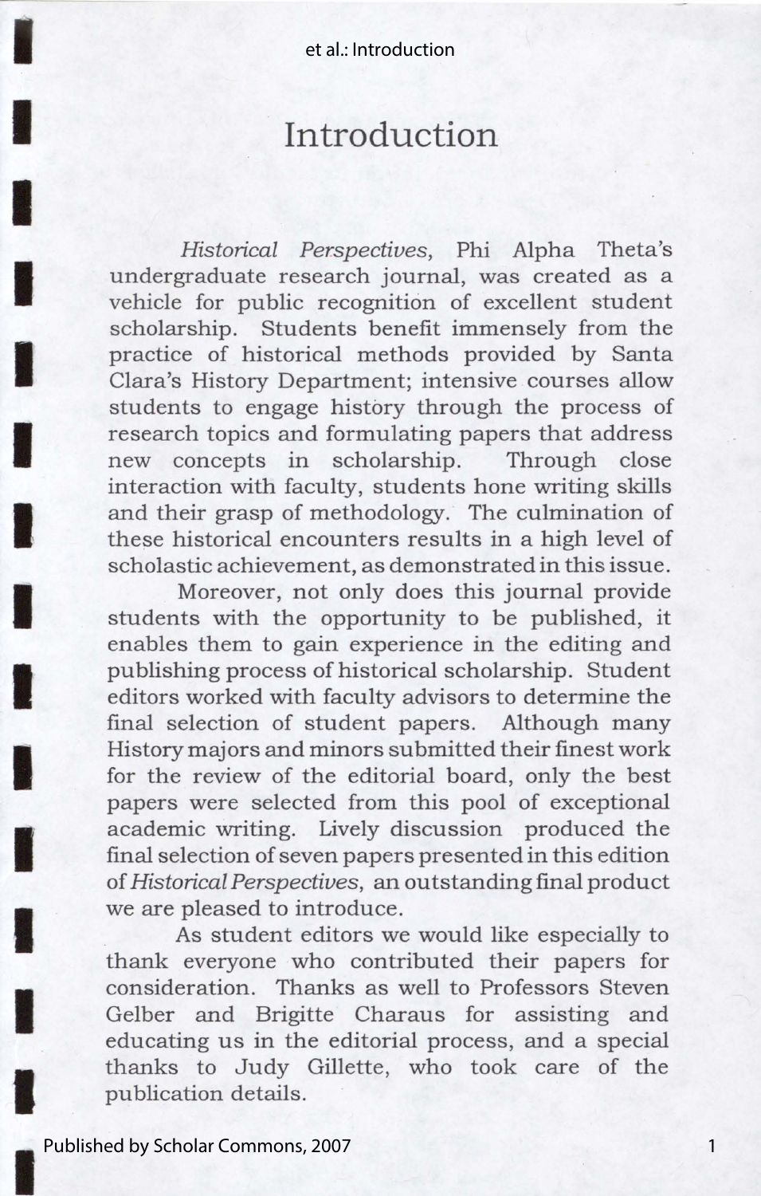# Introduction

*Historical Perspectives*, Phi Alpha Theta's undergraduate research journal, was created as a vehicle for public recognition of excellent student scholarship. Students benefit immensely from the practice of historical methods provided by Santa Clara's History Department; intensive courses allow students to engage history through the process of research topics and formulating papers that address new concepts in scholarship. Through close interaction with faculty, students hone writing skills and their grasp of methodology. The culmination of these historical encounters results in a high level of scholastic achievement, as demonstrated in this issue.

Moreover, not only does this journal provide students with the opportunity to be published, it enables them to gain experience in the editing and publishing process of historical scholarship. Student editors worked with faculty advisors to determine the final selection of student papers. Although many History majors and minors submitted their finest work for the review of the editorial board, only the best papers were selected from this pool of exceptional academic writing. Lively discussion produced the final selection of seven papers presented in this edition of *Historical Perspectives*, an outstanding final product we are pleased to introduce.

As student editors we would like especially to thank everyone who contributed their papers for consideration. Thanks as well to Professors Steven Gelber and Brigitte Charaus for assisting and educating us in the editorial process, and a special thanks to Judy Gillette, who took care of the publication details.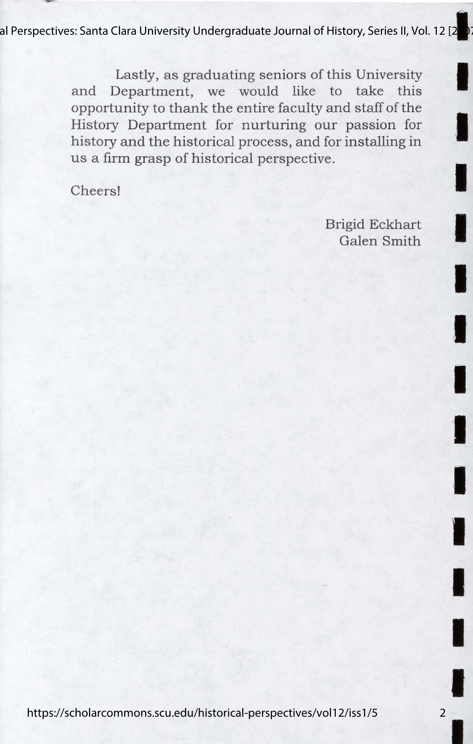Lastly, as graduating seniors of this University and Department, we would like to take this opportunity to thank the entire faculty and staff of the History Department for nurturing our passion for history and the historical process, and for installing in us a firm grasp of historical perspective.

Cheers!

Brigid Eckhart
Galen Smith